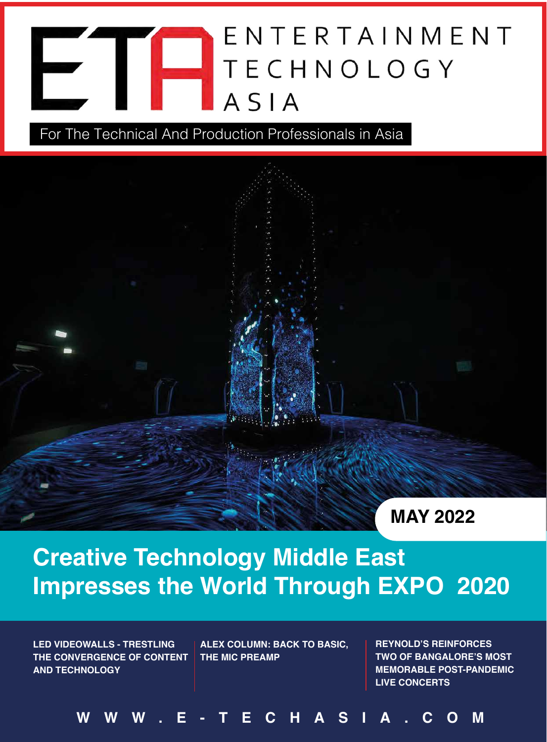# ETA ENTERTAINMENT TECHNOLOGY ASIA

For The Technical And Production Professionals in Asia

**MAY 2022**

## Creative Technology Middle East Impresses the World Through EXPO 2020

**LED VIDEOWALLS - TRESTLING THE CONVERGENCE OF CONTENT AND TECHNOLOGY**

**ALEX COLUMN: BACK TO BASIC, THE MIC PREAMP**

**REYNOLD'S REINFORCES TWO OF BANGALORE'S MOST MEMORABLE POST-PANDEMIC LIVE CONCERTS**

**WWW.E-TECHASIA.COM**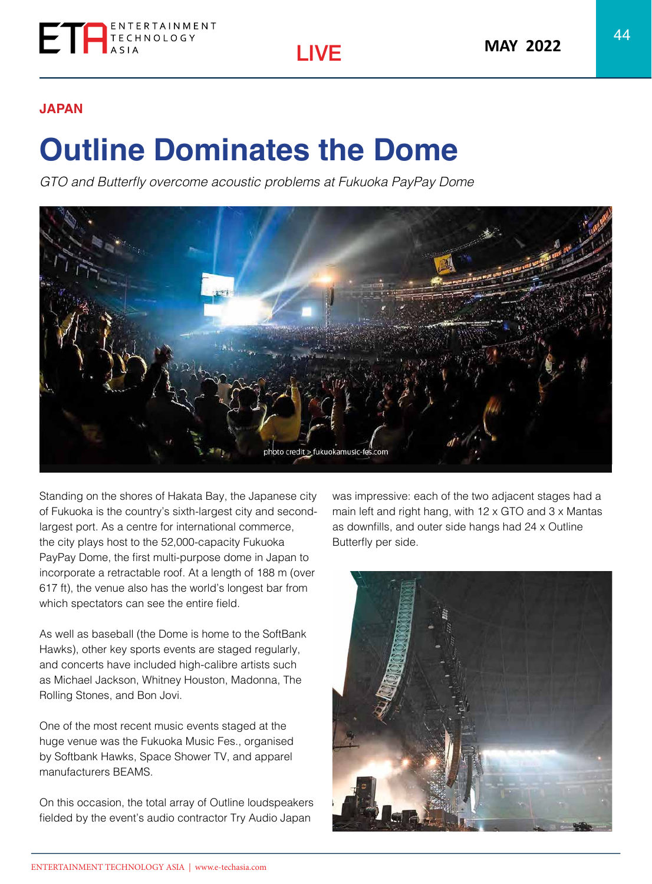JAPAN

# Outline Dominates the Dome

*GTO and Butterfly overcome acoustic problems at Fukuoka PayPay Dome*

photo credit > fukuokamusic-fes.com

Standing on the shores of Hakata Bay, the Japanese city of Fukuoka is the country's sixth-largest city and second-largest port. As a centre for international commerce, the city plays host to the 52,000-capacity Fukuoka PayPay Dome, the first multi-purpose dome in Japan to incorporate a retractable roof. At a length of 188 m (over 617 ft), the venue also has the world's longest bar from which spectators can see the entire field.

As well as baseball (the Dome is home to the SoftBank Hawks), other key sports events are staged regularly, and concerts have included high-calibre artists such as Michael Jackson, Whitney Houston, Madonna, The Rolling Stones, and Bon Jovi.

One of the most recent music events staged at the huge venue was the Fukuoka Music Fes., organised by Softbank Hawks, Space Shower TV, and apparel manufacturers BEAMS.

On this occasion, the total array of Outline loudspeakers fielded by the event's audio contractor Try Audio Japan was impressive: each of the two adjacent stages had a main left and right hang, with 12 x GTO and 3 x Mantas as downfills, and outer side hangs had 24 x Outline Butterfly per side.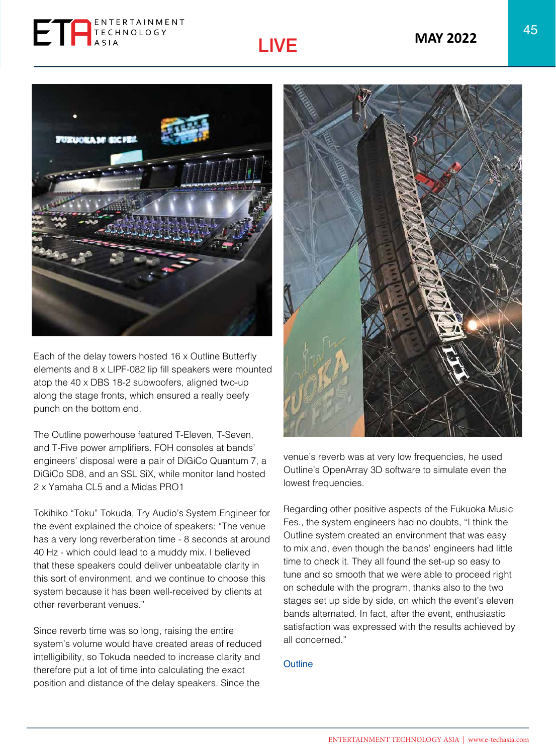Each of the delay towers hosted 16 x Outline Butterfly elements and 8 x LIPF-082 lip fill speakers were mounted atop the 40 x DBS 18-2 subwoofers, aligned two-up along the stage fronts, which ensured a really beefy punch on the bottom end.

The Outline powerhouse featured T-Eleven, T-Seven, and T-Five power amplifiers. FOH consoles at bands' engineers' disposal were a pair of DiGiCo Quantum 7, a DiGiCo SD8, and an SSL SiX, while monitor land hosted 2 x Yamaha CL5 and a Midas PRO1

Tokihiko "Toku" Tokuda, Try Audio's System Engineer for the event explained the choice of speakers: "The venue has a very long reverberation time - 8 seconds at around 40 Hz - which could lead to a muddy mix. I believed that these speakers could deliver unbeatable clarity in this sort of environment, and we continue to choose this system because it has been well-received by clients at other reverberant venues."

Since reverb time was so long, raising the entire system's volume would have created areas of reduced intelligibility, so Tokuda needed to increase clarity and therefore put a lot of time into calculating the exact position and distance of the delay speakers. Since the venue's reverb was at very low frequencies, he used Outline's OpenArray 3D software to simulate even the lowest frequencies.

Regarding other positive aspects of the Fukuoka Music Fes., the system engineers had no doubts, "I think the Outline system created an environment that was easy to mix and, even though the bands' engineers had little time to check it. They all found the set-up so easy to tune and so smooth that we were able to proceed right on schedule with the program, thanks also to the two stages set up side by side, on which the event's eleven bands alternated. In fact, after the event, enthusiastic satisfaction was expressed with the results achieved by all concerned."

Outline